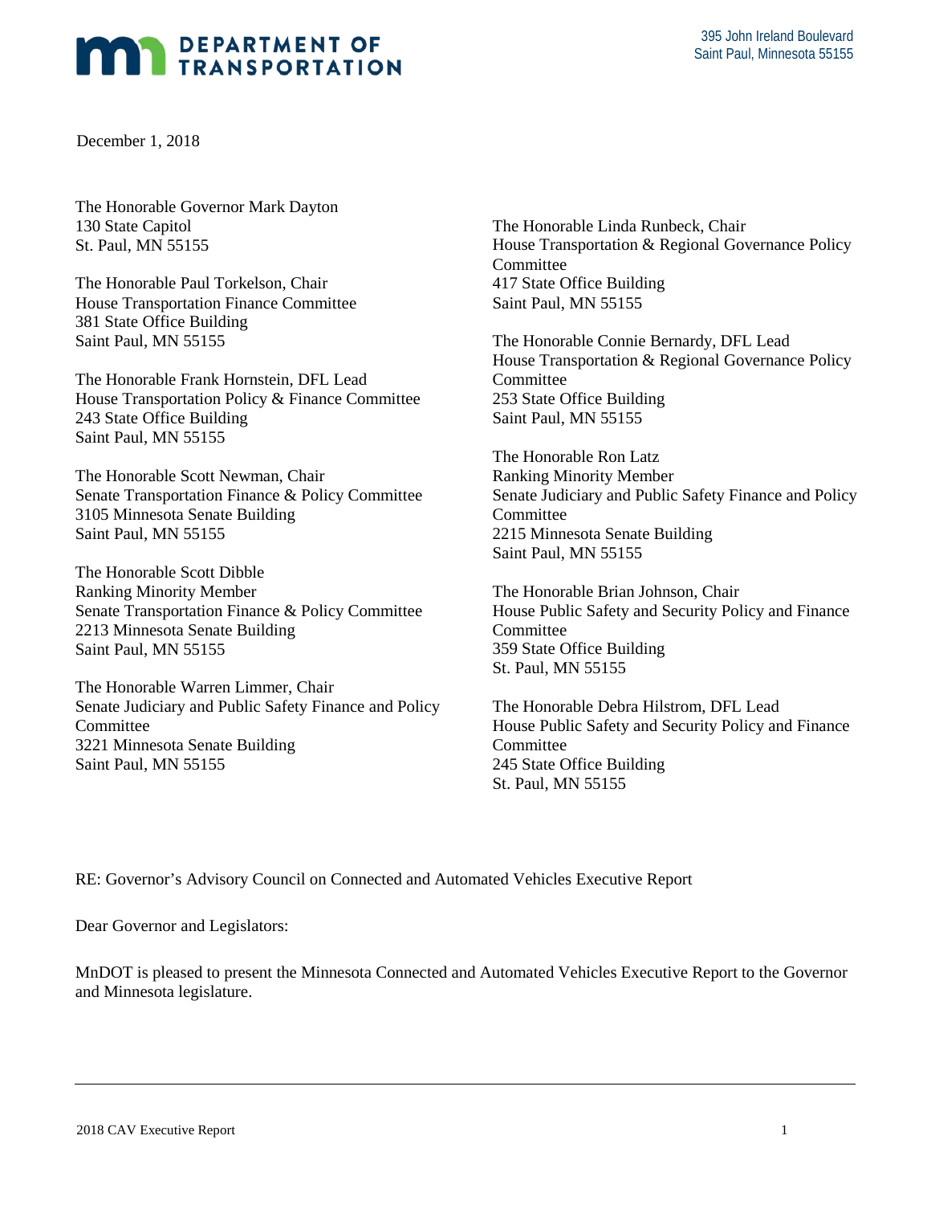**DEPARTMENT OF TRANSPORTATION**

395 John Ireland Boulevard
Saint Paul, Minnesota 55155

December 1, 2018

The Honorable Governor Mark Dayton
130 State Capitol
St. Paul, MN 55155

The Honorable Paul Torkelson, Chair
House Transportation Finance Committee
381 State Office Building
Saint Paul, MN 55155

The Honorable Frank Hornstein, DFL Lead
House Transportation Policy & Finance Committee
243 State Office Building
Saint Paul, MN 55155

The Honorable Scott Newman, Chair
Senate Transportation Finance & Policy Committee
3105 Minnesota Senate Building
Saint Paul, MN 55155

The Honorable Scott Dibble
Ranking Minority Member
Senate Transportation Finance & Policy Committee
2213 Minnesota Senate Building
Saint Paul, MN 55155

The Honorable Warren Limmer, Chair
Senate Judiciary and Public Safety Finance and Policy Committee
3221 Minnesota Senate Building
Saint Paul, MN 55155

The Honorable Linda Runbeck, Chair
House Transportation & Regional Governance Policy Committee
417 State Office Building
Saint Paul, MN 55155

The Honorable Connie Bernardy, DFL Lead
House Transportation & Regional Governance Policy Committee
253 State Office Building
Saint Paul, MN 55155

The Honorable Ron Latz
Ranking Minority Member
Senate Judiciary and Public Safety Finance and Policy Committee
2215 Minnesota Senate Building
Saint Paul, MN 55155

The Honorable Brian Johnson, Chair
House Public Safety and Security Policy and Finance Committee
359 State Office Building
St. Paul, MN 55155

The Honorable Debra Hilstrom, DFL Lead
House Public Safety and Security Policy and Finance Committee
245 State Office Building
St. Paul, MN 55155

RE: Governor's Advisory Council on Connected and Automated Vehicles Executive Report

Dear Governor and Legislators:

MnDOT is pleased to present the Minnesota Connected and Automated Vehicles Executive Report to the Governor and Minnesota legislature.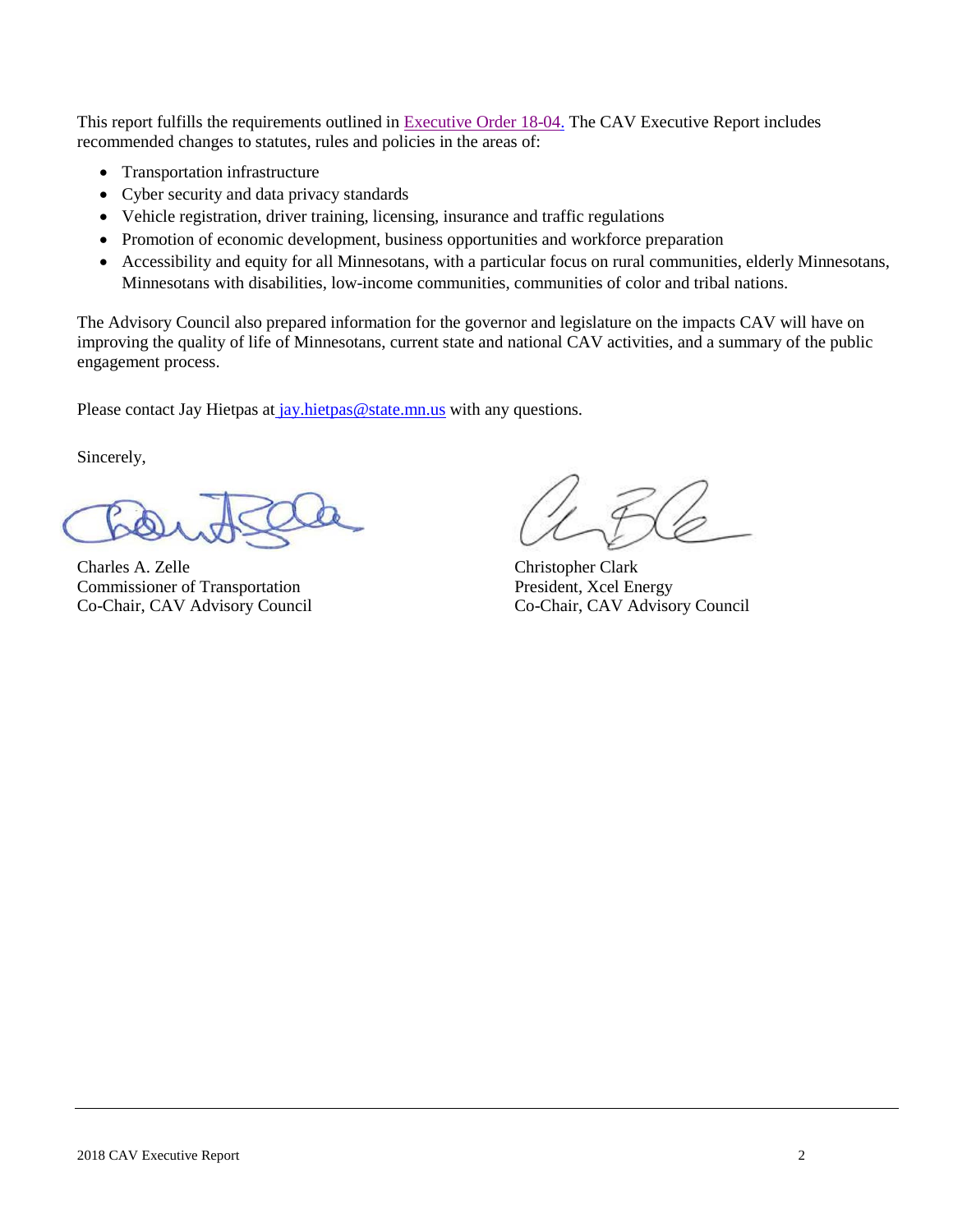This report fulfills the requirements outlined in [Executive Order 18-04.](Executive Order 18-04.) The CAV Executive Report includes recommended changes to statutes, rules and policies in the areas of:

- Transportation infrastructure
- Cyber security and data privacy standards
- Vehicle registration, driver training, licensing, insurance and traffic regulations
- Promotion of economic development, business opportunities and workforce preparation
- Accessibility and equity for all Minnesotans, with a particular focus on rural communities, elderly Minnesotans, Minnesotans with disabilities, low-income communities, communities of color and tribal nations.

The Advisory Council also prepared information for the governor and legislature on the impacts CAV will have on improving the quality of life of Minnesotans, current state and national CAV activities, and a summary of the public engagement process.

Please contact Jay Hietpas at jay.hietpas@state.mn.us with any questions.

Sincerely,

Charles A. Zelle
Commissioner of Transportation
Co-Chair, CAV Advisory Council

Christopher Clark
President, Xcel Energy
Co-Chair, CAV Advisory Council